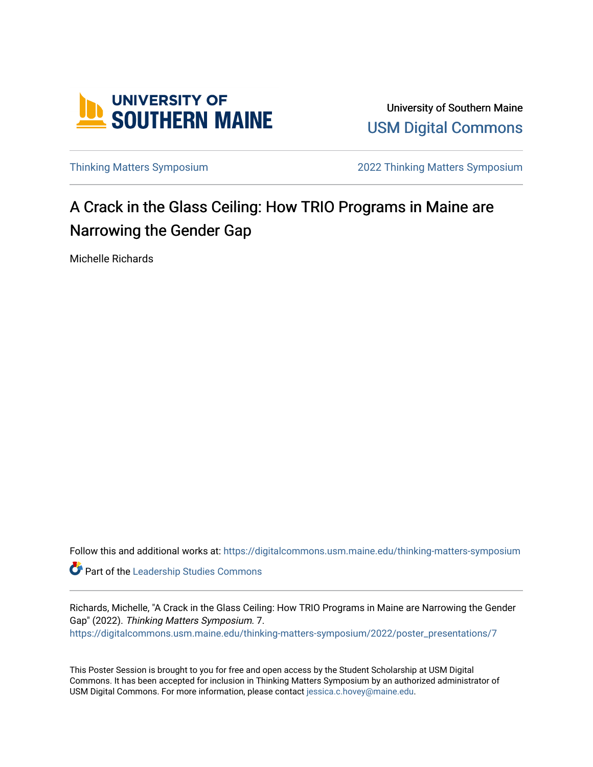University of Southern Maine

USM Digital Commons

Thinking Matters Symposium

2022 Thinking Matters Symposium

# A Crack in the Glass Ceiling: How TRIO Programs in Maine are Narrowing the Gender Gap

Michelle Richards

Follow this and additional works at: https://digitalcommons.usm.maine.edu/thinking-matters-symposium

Part of the Leadership Studies Commons

Richards, Michelle, "A Crack in the Glass Ceiling: How TRIO Programs in Maine are Narrowing the Gender Gap" (2022). *Thinking Matters Symposium*. 7.
https://digitalcommons.usm.maine.edu/thinking-matters-symposium/2022/poster_presentations/7

This Poster Session is brought to you for free and open access by the Student Scholarship at USM Digital Commons. It has been accepted for inclusion in Thinking Matters Symposium by an authorized administrator of USM Digital Commons. For more information, please contact jessica.c.hovey@maine.edu.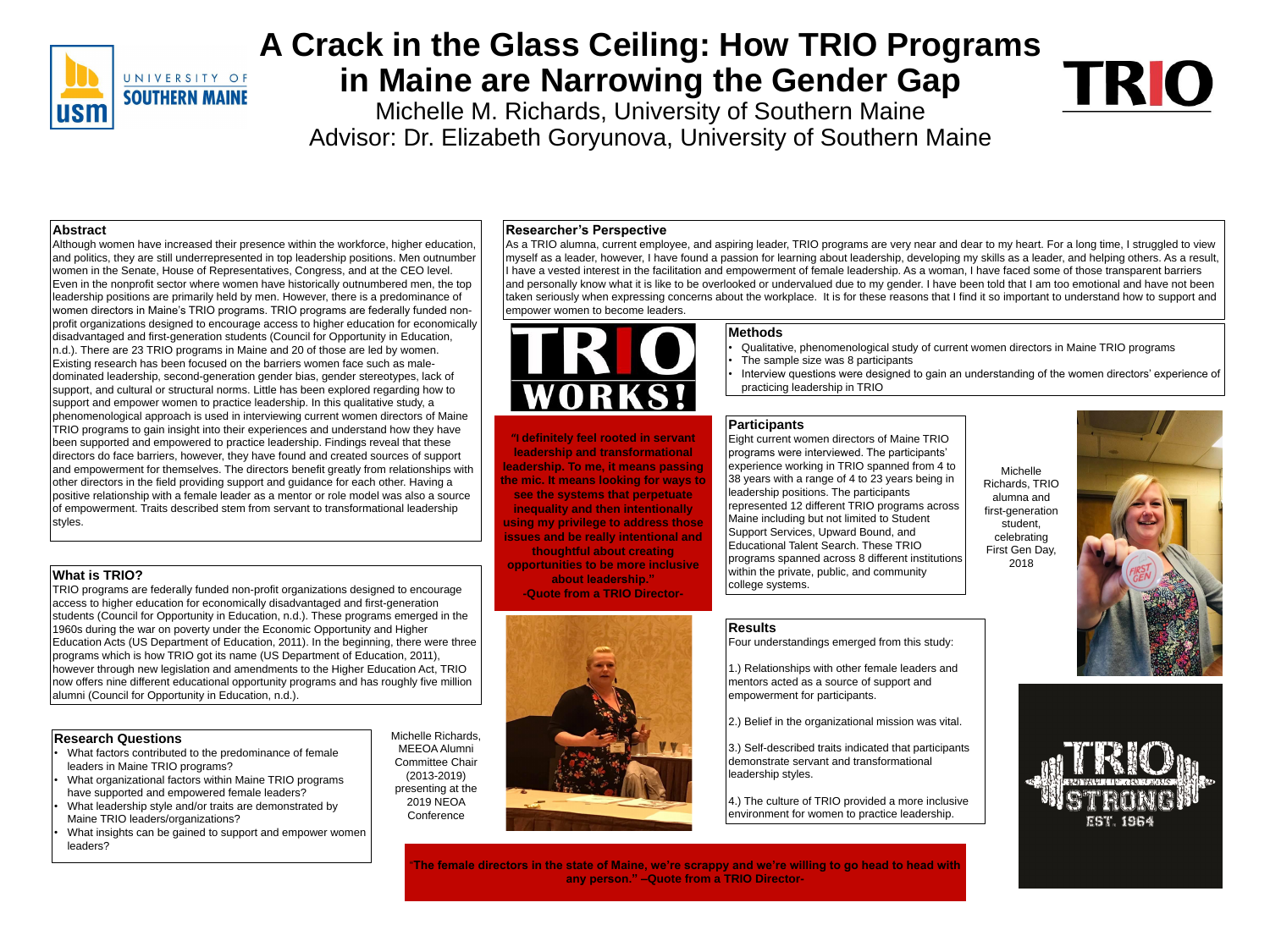# A Crack in the Glass Ceiling: How TRIO Programs in Maine are Narrowing the Gender Gap

Michelle M. Richards, University of Southern Maine

Advisor: Dr. Elizabeth Goryunova, University of Southern Maine

## Abstract

Although women have increased their presence within the workforce, higher education, and politics, they are still underrepresented in top leadership positions. Men outnumber women in the Senate, House of Representatives, Congress, and at the CEO level. Even in the nonprofit sector where women have historically outnumbered men, the top leadership positions are primarily held by men. However, there is a predominance of women directors in Maine's TRIO programs. TRIO programs are federally funded non-profit organizations designed to encourage access to higher education for economically disadvantaged and first-generation students (Council for Opportunity in Education, n.d.). There are 23 TRIO programs in Maine and 20 of those are led by women. Existing research has been focused on the barriers women face such as male-dominated leadership, second-generation gender bias, gender stereotypes, lack of support, and cultural or structural norms. Little has been explored regarding how to support and empower women to practice leadership. In this qualitative study, a phenomenological approach is used in interviewing current women directors of Maine TRIO programs to gain insight into their experiences and understand how they have been supported and empowered to practice leadership. Findings reveal that these directors do face barriers, however, they have found and created sources of support and empowerment for themselves. The directors benefit greatly from relationships with other directors in the field providing support and guidance for each other. Having a positive relationship with a female leader as a mentor or role model was also a source of empowerment. Traits described stem from servant to transformational leadership styles.

## What is TRIO?

TRIO programs are federally funded non-profit organizations designed to encourage access to higher education for economically disadvantaged and first-generation students (Council for Opportunity in Education, n.d.). These programs emerged in the 1960s during the war on poverty under the Economic Opportunity and Higher Education Acts (US Department of Education, 2011). In the beginning, there were three programs which is how TRIO got its name (US Department of Education, 2011), however through new legislation and amendments to the Higher Education Act, TRIO now offers nine different educational opportunity programs and has roughly five million alumni (Council for Opportunity in Education, n.d.).

## Research Questions

- What factors contributed to the predominance of female leaders in Maine TRIO programs?
- What organizational factors within Maine TRIO programs have supported and empowered female leaders?
- What leadership style and/or traits are demonstrated by Maine TRIO leaders/organizations?
- What insights can be gained to support and empower women leaders?

Michelle Richards, MEEOA Alumni Committee Chair (2013-2019) presenting at the 2019 NEOA Conference

## Researcher's Perspective

As a TRIO alumna, current employee, and aspiring leader, TRIO programs are very near and dear to my heart. For a long time, I struggled to view myself as a leader, however, I have found a passion for learning about leadership, developing my skills as a leader, and helping others. As a result, I have a vested interest in the facilitation and empowerment of female leadership. As a woman, I have faced some of those transparent barriers and personally know what it is like to be overlooked or undervalued due to my gender. I have been told that I am too emotional and have not been taken seriously when expressing concerns about the workplace. It is for these reasons that I find it so important to understand how to support and empower women to become leaders.

**"I definitely feel rooted in servant leadership and transformational leadership. To me, it means passing the mic. It means looking for ways to see the systems that perpetuate inequality and then intentionally using my privilege to address those issues and be really intentional and thoughtful about creating opportunities to be more inclusive about leadership." -Quote from a TRIO Director-**

## Methods

- Qualitative, phenomenological study of current women directors in Maine TRIO programs
- The sample size was 8 participants
- Interview questions were designed to gain an understanding of the women directors' experience of practicing leadership in TRIO

## Participants

Eight current women directors of Maine TRIO programs were interviewed. The participants' experience working in TRIO spanned from 4 to 38 years with a range of 4 to 23 years being in leadership positions. The participants represented 12 different TRIO programs across Maine including but not limited to Student Support Services, Upward Bound, and Educational Talent Search. These TRIO programs spanned across 8 different institutions within the private, public, and community college systems.

Michelle Richards, TRIO alumna and first-generation student, celebrating First Gen Day, 2018

## Results

Four understandings emerged from this study:

1.) Relationships with other female leaders and mentors acted as a source of support and empowerment for participants.

2.) Belief in the organizational mission was vital.

3.) Self-described traits indicated that participants demonstrate servant and transformational leadership styles.

4.) The culture of TRIO provided a more inclusive environment for women to practice leadership.

**"The female directors in the state of Maine, we're scrappy and we're willing to go head to head with any person." –Quote from a TRIO Director-**